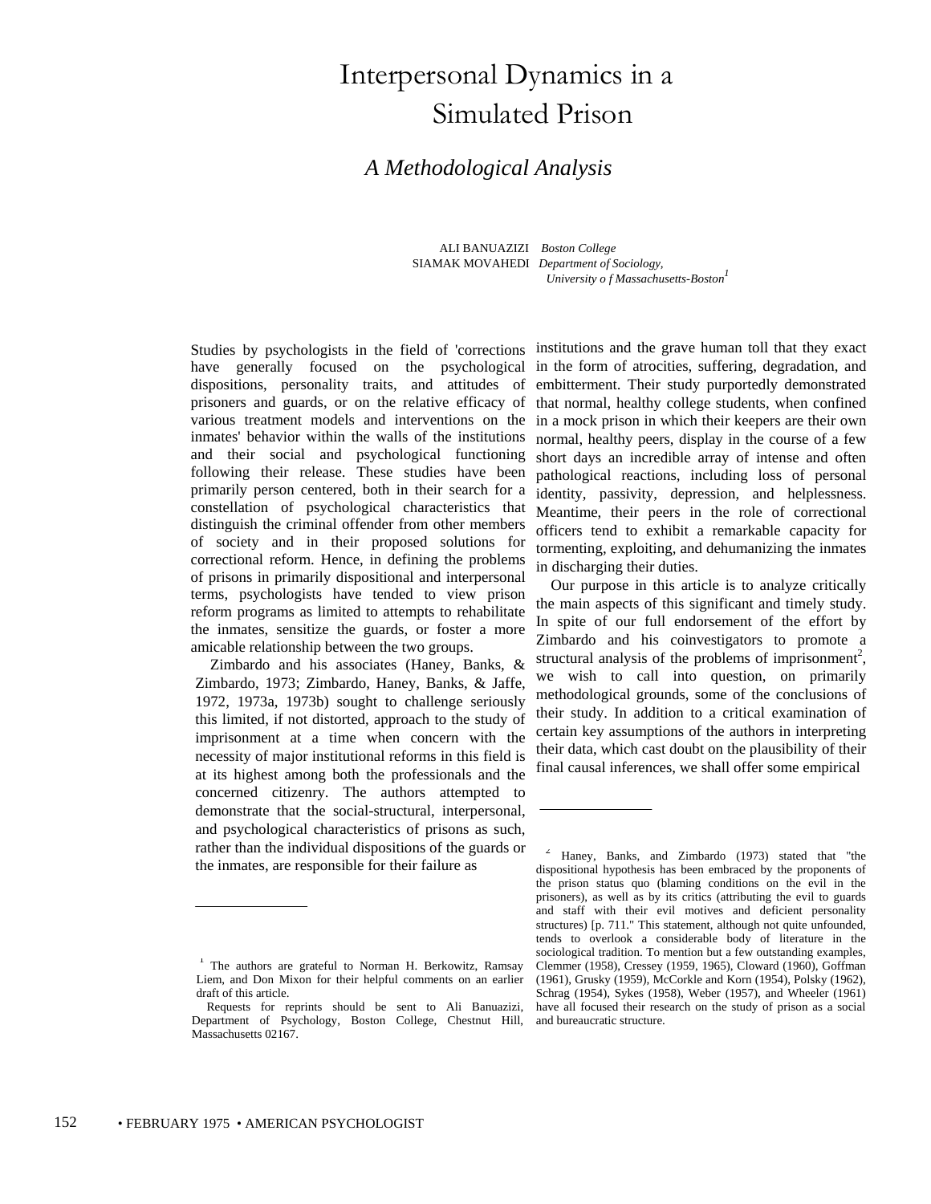# Interpersonal Dynamics in a Simulated Prison

## *A Methodological Analysis*

ALI BANUAZIZI *Boston College*
SIAMAK MOVAHEDI *Department of Sociology, University of Massachusetts-Boston*[1]

Studies by psychologists in the field of 'corrections have generally focused on the psychological dispositions, personality traits, and attitudes of prisoners and guards, or on the relative efficacy of various treatment models and interventions on the inmates' behavior within the walls of the institutions and their social and psychological functioning following their release. These studies have been primarily person centered, both in their search for a constellation of psychological characteristics that distinguish the criminal offender from other members of society and in their proposed solutions for correctional reform. Hence, in defining the problems of prisons in primarily dispositional and interpersonal terms, psychologists have tended to view prison reform programs as limited to attempts to rehabilitate the inmates, sensitize the guards, or foster a more amicable relationship between the two groups.

Zimbardo and his associates (Haney, Banks, & Zimbardo, 1973; Zimbardo, Haney, Banks, & Jaffe, 1972, 1973a, 1973b) sought to challenge seriously this limited, if not distorted, approach to the study of imprisonment at a time when concern with the necessity of major institutional reforms in this field is at its highest among both the professionals and the concerned citizenry. The authors attempted to demonstrate that the social-structural, interpersonal, and psychological characteristics of prisons as such, rather than the individual dispositions of the guards or the inmates, are responsible for their failure as institutions and the grave human toll that they exact in the form of atrocities, suffering, degradation, and embitterment. Their study purportedly demonstrated that normal, healthy college students, when confined in a mock prison in which their keepers are their own normal, healthy peers, display in the course of a few short days an incredible array of intense and often pathological reactions, including loss of personal identity, passivity, depression, and helplessness. Meantime, their peers in the role of correctional officers tend to exhibit a remarkable capacity for tormenting, exploiting, and dehumanizing the inmates in discharging their duties.

Our purpose in this article is to analyze critically the main aspects of this significant and timely study. In spite of our full endorsement of the effort by Zimbardo and his coinvestigators to promote a structural analysis of the problems of imprisonment[2], we wish to call into question, on primarily methodological grounds, some of the conclusions of their study. In addition to a critical examination of certain key assumptions of the authors in interpreting their data, which cast doubt on the plausibility of their final causal inferences, we shall offer some empirical

---

[1] The authors are grateful to Norman H. Berkowitz, Ramsay Liem, and Don Mixon for their helpful comments on an earlier draft of this article.

Requests for reprints should be sent to Ali Banuazizi, Department of Psychology, Boston College, Chestnut Hill, Massachusetts 02167.

[2] Haney, Banks, and Zimbardo (1973) stated that "the dispositional hypothesis has been embraced by the proponents of the prison status quo (blaming conditions on the evil in the prisoners), as well as by its critics (attributing the evil to guards and staff with their evil motives and deficient personality structures) [p. 711." This statement, although not quite unfounded, tends to overlook a considerable body of literature in the sociological tradition. To mention but a few outstanding examples, Clemmer (1958), Cressey (1959, 1965), Cloward (1960), Goffman (1961), Grusky (1959), McCorkle and Korn (1954), Polsky (1962), Schrag (1954), Sykes (1958), Weber (1957), and Wheeler (1961) have all focused their research on the study of prison as a social and bureaucratic structure.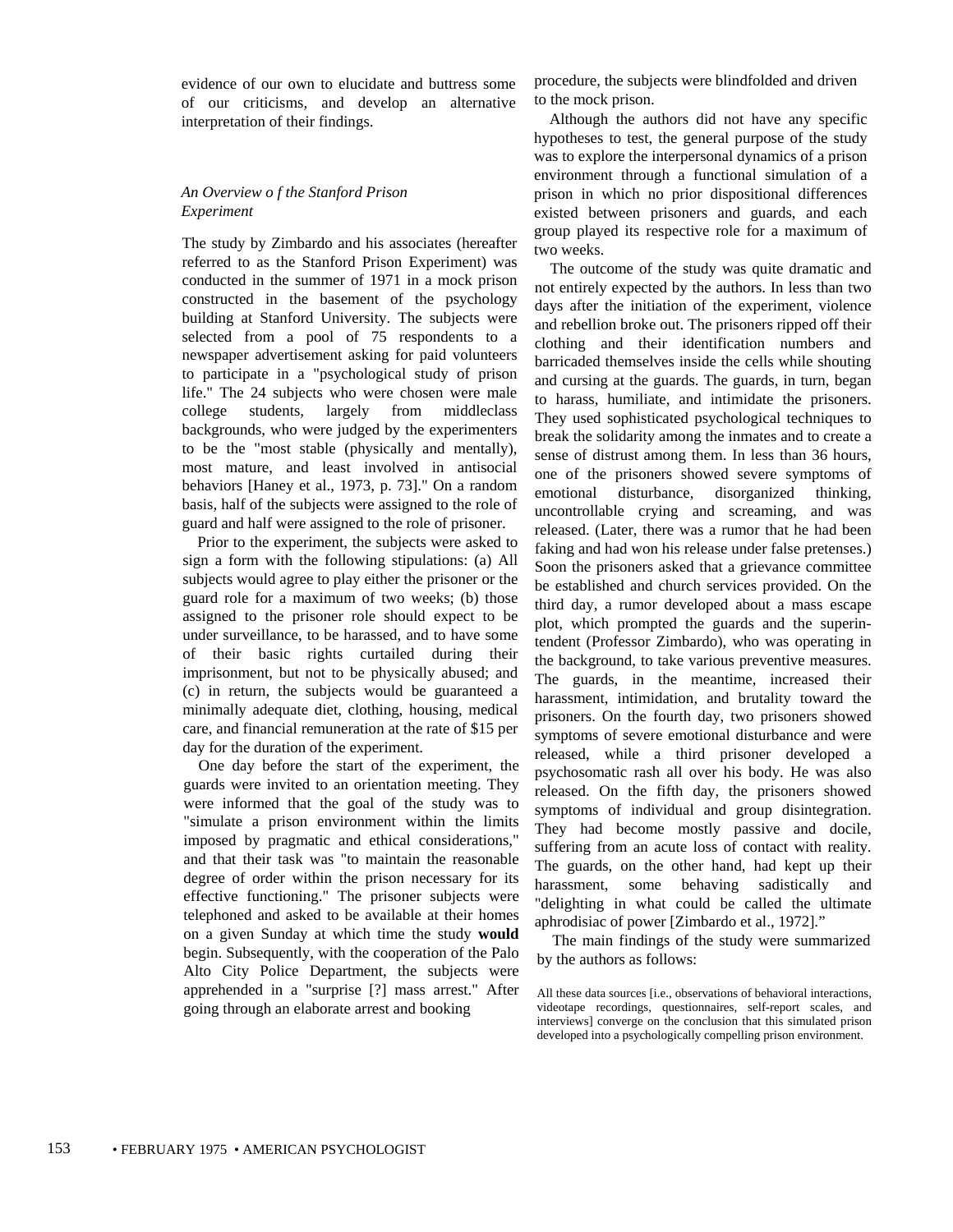evidence of our own to elucidate and buttress some of our criticisms, and develop an alternative interpretation of their findings.

### *An Overview o f the Stanford Prison Experiment*

The study by Zimbardo and his associates (hereafter referred to as the Stanford Prison Experiment) was conducted in the summer of 1971 in a mock prison constructed in the basement of the psychology building at Stanford University. The subjects were selected from a pool of 75 respondents to a newspaper advertisement asking for paid volunteers to participate in a "psychological study of prison life." The 24 subjects who were chosen were male college students, largely from middleclass backgrounds, who were judged by the experimenters to be the "most stable (physically and mentally), most mature, and least involved in antisocial behaviors [Haney et al., 1973, p. 73]." On a random basis, half of the subjects were assigned to the role of guard and half were assigned to the role of prisoner.

Prior to the experiment, the subjects were asked to sign a form with the following stipulations: (a) All subjects would agree to play either the prisoner or the guard role for a maximum of two weeks; (b) those assigned to the prisoner role should expect to be under surveillance, to be harassed, and to have some of their basic rights curtailed during their imprisonment, but not to be physically abused; and (c) in return, the subjects would be guaranteed a minimally adequate diet, clothing, housing, medical care, and financial remuneration at the rate of $15 per day for the duration of the experiment.

One day before the start of the experiment, the guards were invited to an orientation meeting. They were informed that the goal of the study was to "simulate a prison environment within the limits imposed by pragmatic and ethical considerations," and that their task was "to maintain the reasonable degree of order within the prison necessary for its effective functioning." The prisoner subjects were telephoned and asked to be available at their homes on a given Sunday at which time the study **would** begin. Subsequently, with the cooperation of the Palo Alto City Police Department, the subjects were apprehended in a "surprise [?] mass arrest." After going through an elaborate arrest and booking procedure, the subjects were blindfolded and driven to the mock prison.

Although the authors did not have any specific hypotheses to test, the general purpose of the study was to explore the interpersonal dynamics of a prison environment through a functional simulation of a prison in which no prior dispositional differences existed between prisoners and guards, and each group played its respective role for a maximum of two weeks.

The outcome of the study was quite dramatic and not entirely expected by the authors. In less than two days after the initiation of the experiment, violence and rebellion broke out. The prisoners ripped off their clothing and their identification numbers and barricaded themselves inside the cells while shouting and cursing at the guards. The guards, in turn, began to harass, humiliate, and intimidate the prisoners. They used sophisticated psychological techniques to break the solidarity among the inmates and to create a sense of distrust among them. In less than 36 hours, one of the prisoners showed severe symptoms of emotional disturbance, disorganized thinking, uncontrollable crying and screaming, and was released. (Later, there was a rumor that he had been faking and had won his release under false pretenses.) Soon the prisoners asked that a grievance committee be established and church services provided. On the third day, a rumor developed about a mass escape plot, which prompted the guards and the superintendent (Professor Zimbardo), who was operating in the background, to take various preventive measures. The guards, in the meantime, increased their harassment, intimidation, and brutality toward the prisoners. On the fourth day, two prisoners showed symptoms of severe emotional disturbance and were released, while a third prisoner developed a psychosomatic rash all over his body. He was also released. On the fifth day, the prisoners showed symptoms of individual and group disintegration. They had become mostly passive and docile, suffering from an acute loss of contact with reality. The guards, on the other hand, had kept up their harassment, some behaving sadistically and "delighting in what could be called the ultimate aphrodisiac of power [Zimbardo et al., 1972]."

The main findings of the study were summarized by the authors as follows:

> All these data sources [i.e., observations of behavioral interactions, videotape recordings, questionnaires, self-report scales, and interviews] converge on the conclusion that this simulated prison developed into a psychologically compelling prison environment.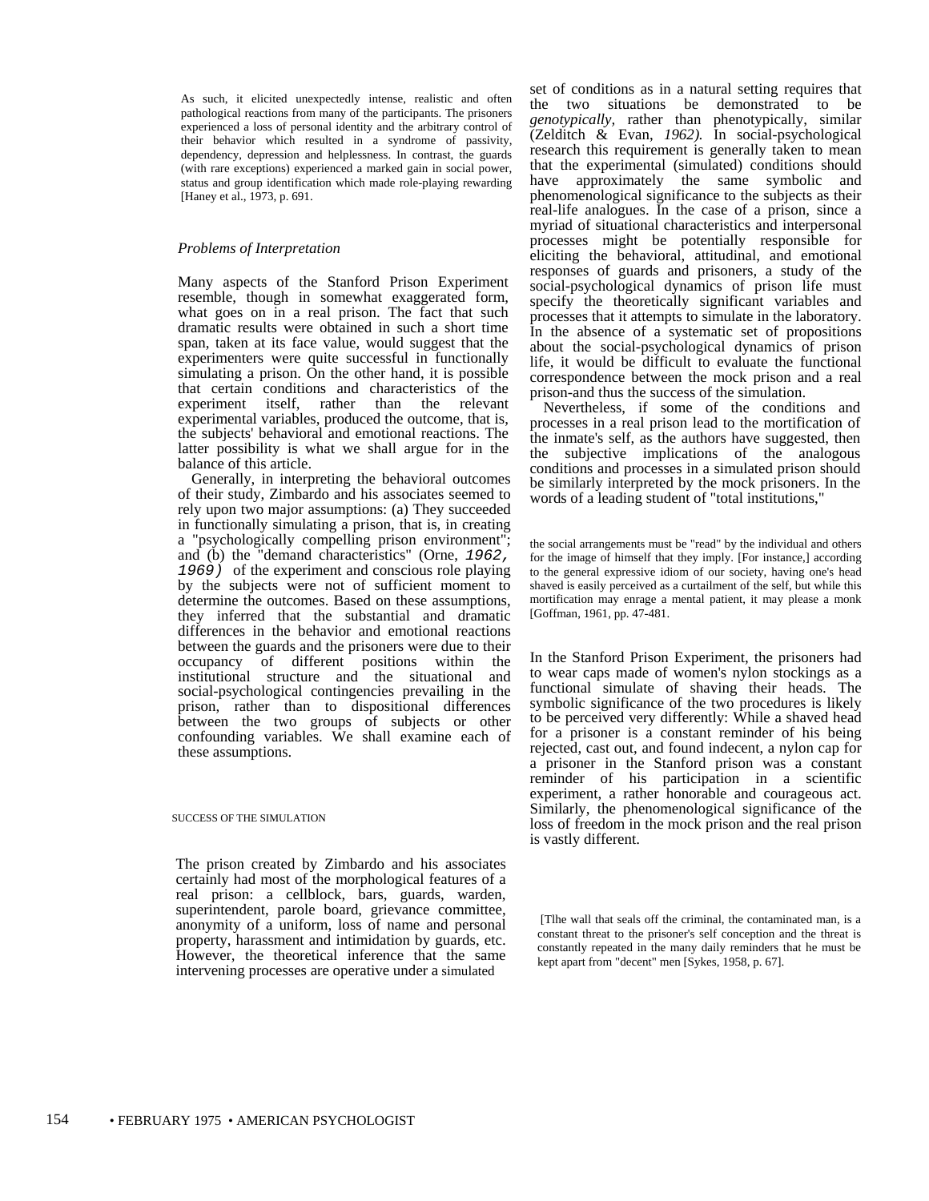As such, it elicited unexpectedly intense, realistic and often pathological reactions from many of the participants. The prisoners experienced a loss of personal identity and the arbitrary control of their behavior which resulted in a syndrome of passivity, dependency, depression and helplessness. In contrast, the guards (with rare exceptions) experienced a marked gain in social power, status and group identification which made role-playing rewarding [Haney et al., 1973, p. 691.

### *Problems of Interpretation*

Many aspects of the Stanford Prison Experiment resemble, though in somewhat exaggerated form, what goes on in a real prison. The fact that such dramatic results were obtained in such a short time span, taken at its face value, would suggest that the experimenters were quite successful in functionally simulating a prison. On the other hand, it is possible that certain conditions and characteristics of the experiment itself, rather than the relevant experimental variables, produced the outcome, that is, the subjects' behavioral and emotional reactions. The latter possibility is what we shall argue for in the balance of this article.

Generally, in interpreting the behavioral outcomes of their study, Zimbardo and his associates seemed to rely upon two major assumptions: (a) They succeeded in functionally simulating a prison, that is, in creating a "psychologically compelling prison environment"; and (b) the "demand characteristics" (Orne, *1962, 1969)* of the experiment and conscious role playing by the subjects were not of sufficient moment to determine the outcomes. Based on these assumptions, they inferred that the substantial and dramatic differences in the behavior and emotional reactions between the guards and the prisoners were due to their occupancy of different positions within the institutional structure and the situational and social-psychological contingencies prevailing in the prison, rather than to dispositional differences between the two groups of subjects or other confounding variables. We shall examine each of these assumptions.

### SUCCESS OF THE SIMULATION

The prison created by Zimbardo and his associates certainly had most of the morphological features of a real prison: a cellblock, bars, guards, warden, superintendent, parole board, grievance committee, anonymity of a uniform, loss of name and personal property, harassment and intimidation by guards, etc. However, the theoretical inference that the same intervening processes are operative under a simulated set of conditions as in a natural setting requires that the two situations be demonstrated to be *genotypically,* rather than phenotypically, similar (Zelditch & Evan, *1962).* In social-psychological research this requirement is generally taken to mean that the experimental (simulated) conditions should have approximately the same symbolic and phenomenological significance to the subjects as their real-life analogues. In the case of a prison, since a myriad of situational characteristics and interpersonal processes might be potentially responsible for eliciting the behavioral, attitudinal, and emotional responses of guards and prisoners, a study of the social-psychological dynamics of prison life must specify the theoretically significant variables and processes that it attempts to simulate in the laboratory. In the absence of a systematic set of propositions about the social-psychological dynamics of prison life, it would be difficult to evaluate the functional correspondence between the mock prison and a real prison-and thus the success of the simulation.

Nevertheless, if some of the conditions and processes in a real prison lead to the mortification of the inmate's self, as the authors have suggested, then the subjective implications of the analogous conditions and processes in a simulated prison should be similarly interpreted by the mock prisoners. In the words of a leading student of "total institutions,"

the social arrangements must be "read" by the individual and others for the image of himself that they imply. [For instance,] according to the general expressive idiom of our society, having one's head shaved is easily perceived as a curtailment of the self, but while this mortification may enrage a mental patient, it may please a monk [Goffman, 1961, pp. 47-481.

In the Stanford Prison Experiment, the prisoners had to wear caps made of women's nylon stockings as a functional simulate of shaving their heads. The symbolic significance of the two procedures is likely to be perceived very differently: While a shaved head for a prisoner is a constant reminder of his being rejected, cast out, and found indecent, a nylon cap for a prisoner in the Stanford prison was a constant reminder of his participation in a scientific experiment, a rather honorable and courageous act. Similarly, the phenomenological significance of the loss of freedom in the mock prison and the real prison is vastly different.

[Tlhe wall that seals off the criminal, the contaminated man, is a constant threat to the prisoner's self conception and the threat is constantly repeated in the many daily reminders that he must be kept apart from "decent" men [Sykes, 1958, p. 67].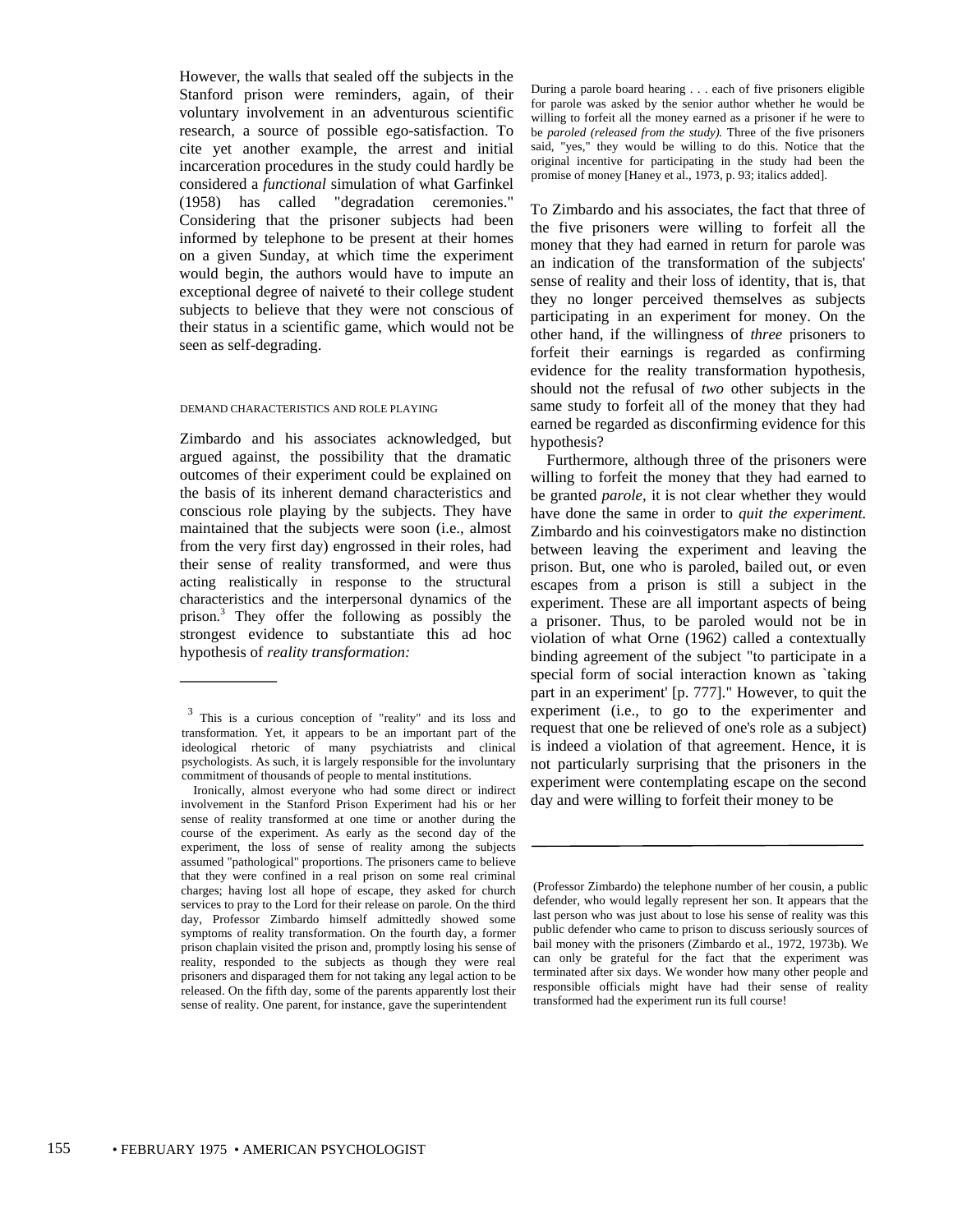However, the walls that sealed off the subjects in the Stanford prison were reminders, again, of their voluntary involvement in an adventurous scientific research, a source of possible ego-satisfaction. To cite yet another example, the arrest and initial incarceration procedures in the study could hardly be considered a *functional* simulation of what Garfinkel (1958) has called "degradation ceremonies." Considering that the prisoner subjects had been informed by telephone to be present at their homes on a given Sunday, at which time the experiment would begin, the authors would have to impute an exceptional degree of naiveté to their college student subjects to believe that they were not conscious of their status in a scientific game, which would not be seen as self-degrading.

### DEMAND CHARACTERISTICS AND ROLE PLAYING

Zimbardo and his associates acknowledged, but argued against, the possibility that the dramatic outcomes of their experiment could be explained on the basis of its inherent demand characteristics and conscious role playing by the subjects. They have maintained that the subjects were soon (i.e., almost from the very first day) engrossed in their roles, had their sense of reality transformed, and were thus acting realistically in response to the structural characteristics and the interpersonal dynamics of the prison.[3] They offer the following as possibly the strongest evidence to substantiate this ad hoc hypothesis of *reality transformation:*

> During a parole board hearing . . . each of five prisoners eligible for parole was asked by the senior author whether he would be willing to forfeit all the money earned as a prisoner if he were to be *paroled (released from the study).* Three of the five prisoners said, "yes," they would be willing to do this. Notice that the original incentive for participating in the study had been the promise of money [Haney et al., 1973, p. 93; italics added].

To Zimbardo and his associates, the fact that three of the five prisoners were willing to forfeit all the money that they had earned in return for parole was an indication of the transformation of the subjects' sense of reality and their loss of identity, that is, that they no longer perceived themselves as subjects participating in an experiment for money. On the other hand, if the willingness of *three* prisoners to forfeit their earnings is regarded as confirming evidence for the reality transformation hypothesis, should not the refusal of *two* other subjects in the same study to forfeit all of the money that they had earned be regarded as disconfirming evidence for this hypothesis?

Furthermore, although three of the prisoners were willing to forfeit the money that they had earned to be granted *parole,* it is not clear whether they would have done the same in order to *quit the experiment.* Zimbardo and his coinvestigators make no distinction between leaving the experiment and leaving the prison. But, one who is paroled, bailed out, or even escapes from a prison is still a subject in the experiment. These are all important aspects of being a prisoner. Thus, to be paroled would not be in violation of what Orne (1962) called a contextually binding agreement of the subject "to participate in a special form of social interaction known as `taking part in an experiment' [p. 777]." However, to quit the experiment (i.e., to go to the experimenter and request that one be relieved of one's role as a subject) is indeed a violation of that agreement. Hence, it is not particularly surprising that the prisoners in the experiment were contemplating escape on the second day and were willing to forfeit their money to be

---

[3] This is a curious conception of "reality" and its loss and transformation. Yet, it appears to be an important part of the ideological rhetoric of many psychiatrists and clinical psychologists. As such, it is largely responsible for the involuntary commitment of thousands of people to mental institutions.

Ironically, almost everyone who had some direct or indirect involvement in the Stanford Prison Experiment had his or her sense of reality transformed at one time or another during the course of the experiment. As early as the second day of the experiment, the loss of sense of reality among the subjects assumed "pathological" proportions. The prisoners came to believe that they were confined in a real prison on some real criminal charges; having lost all hope of escape, they asked for church services to pray to the Lord for their release on parole. On the third day, Professor Zimbardo himself admittedly showed some symptoms of reality transformation. On the fourth day, a former prison chaplain visited the prison and, promptly losing his sense of reality, responded to the subjects as though they were real prisoners and disparaged them for not taking any legal action to be released. On the fifth day, some of the parents apparently lost their sense of reality. One parent, for instance, gave the superintendent (Professor Zimbardo) the telephone number of her cousin, a public defender, who would legally represent her son. It appears that the last person who was just about to lose his sense of reality was this public defender who came to prison to discuss seriously sources of bail money with the prisoners (Zimbardo et al., 1972, 1973b). We can only be grateful for the fact that the experiment was terminated after six days. We wonder how many other people and responsible officials might have had their sense of reality transformed had the experiment run its full course!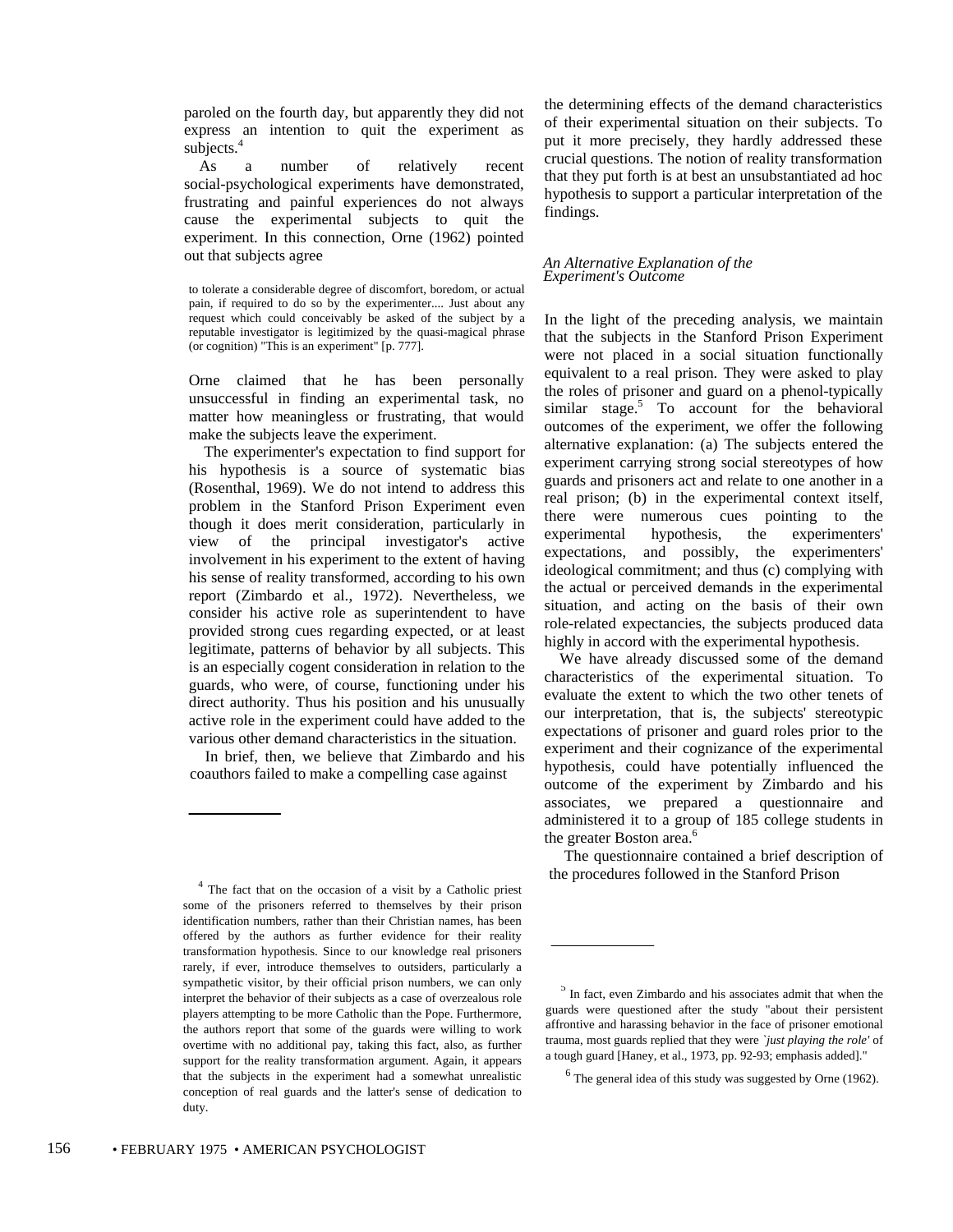paroled on the fourth day, but apparently they did not express an intention to quit the experiment as subjects.[4]

As a number of relatively recent social-psychological experiments have demonstrated, frustrating and painful experiences do not always cause the experimental subjects to quit the experiment. In this connection, Orne (1962) pointed out that subjects agree

> to tolerate a considerable degree of discomfort, boredom, or actual pain, if required to do so by the experimenter.... Just about any request which could conceivably be asked of the subject by a reputable investigator is legitimized by the quasi-magical phrase (or cognition) "This is an experiment" [p. 777].

Orne claimed that he has been personally unsuccessful in finding an experimental task, no matter how meaningless or frustrating, that would make the subjects leave the experiment.

The experimenter's expectation to find support for his hypothesis is a source of systematic bias (Rosenthal, 1969). We do not intend to address this problem in the Stanford Prison Experiment even though it does merit consideration, particularly in view of the principal investigator's active involvement in his experiment to the extent of having his sense of reality transformed, according to his own report (Zimbardo et al., 1972). Nevertheless, we consider his active role as superintendent to have provided strong cues regarding expected, or at least legitimate, patterns of behavior by all subjects. This is an especially cogent consideration in relation to the guards, who were, of course, functioning under his direct authority. Thus his position and his unusually active role in the experiment could have added to the various other demand characteristics in the situation.

In brief, then, we believe that Zimbardo and his coauthors failed to make a compelling case against the determining effects of the demand characteristics of their experimental situation on their subjects. To put it more precisely, they hardly addressed these crucial questions. The notion of reality transformation that they put forth is at best an unsubstantiated ad hoc hypothesis to support a particular interpretation of the findings.

### *An Alternative Explanation of the Experiment's Outcome*

In the light of the preceding analysis, we maintain that the subjects in the Stanford Prison Experiment were not placed in a social situation functionally equivalent to a real prison. They were asked to play the roles of prisoner and guard on a phenol-typically similar stage.[5] To account for the behavioral outcomes of the experiment, we offer the following alternative explanation: (a) The subjects entered the experiment carrying strong social stereotypes of how guards and prisoners act and relate to one another in a real prison; (b) in the experimental context itself, there were numerous cues pointing to the experimental hypothesis, the experimenters' expectations, and possibly, the experimenters' ideological commitment; and thus (c) complying with the actual or perceived demands in the experimental situation, and acting on the basis of their own role-related expectancies, the subjects produced data highly in accord with the experimental hypothesis.

We have already discussed some of the demand characteristics of the experimental situation. To evaluate the extent to which the two other tenets of our interpretation, that is, the subjects' stereotypic expectations of prisoner and guard roles prior to the experiment and their cognizance of the experimental hypothesis, could have potentially influenced the outcome of the experiment by Zimbardo and his associates, we prepared a questionnaire and administered it to a group of 185 college students in the greater Boston area.[6]

The questionnaire contained a brief description of the procedures followed in the Stanford Prison

---

[4] The fact that on the occasion of a visit by a Catholic priest some of the prisoners referred to themselves by their prison identification numbers, rather than their Christian names, has been offered by the authors as further evidence for their reality transformation hypothesis. Since to our knowledge real prisoners rarely, if ever, introduce themselves to outsiders, particularly a sympathetic visitor, by their official prison numbers, we can only interpret the behavior of their subjects as a case of overzealous role players attempting to be more Catholic than the Pope. Furthermore, the authors report that some of the guards were willing to work overtime with no additional pay, taking this fact, also, as further support for the reality transformation argument. Again, it appears that the subjects in the experiment had a somewhat unrealistic conception of real guards and the latter's sense of dedication to duty.

[5] In fact, even Zimbardo and his associates admit that when the guards were questioned after the study "about their persistent affrontive and harassing behavior in the face of prisoner emotional trauma, most guards replied that they were *`just playing the role'* of a tough guard [Haney, et al., 1973, pp. 92-93; emphasis added]."

[6] The general idea of this study was suggested by Orne (1962).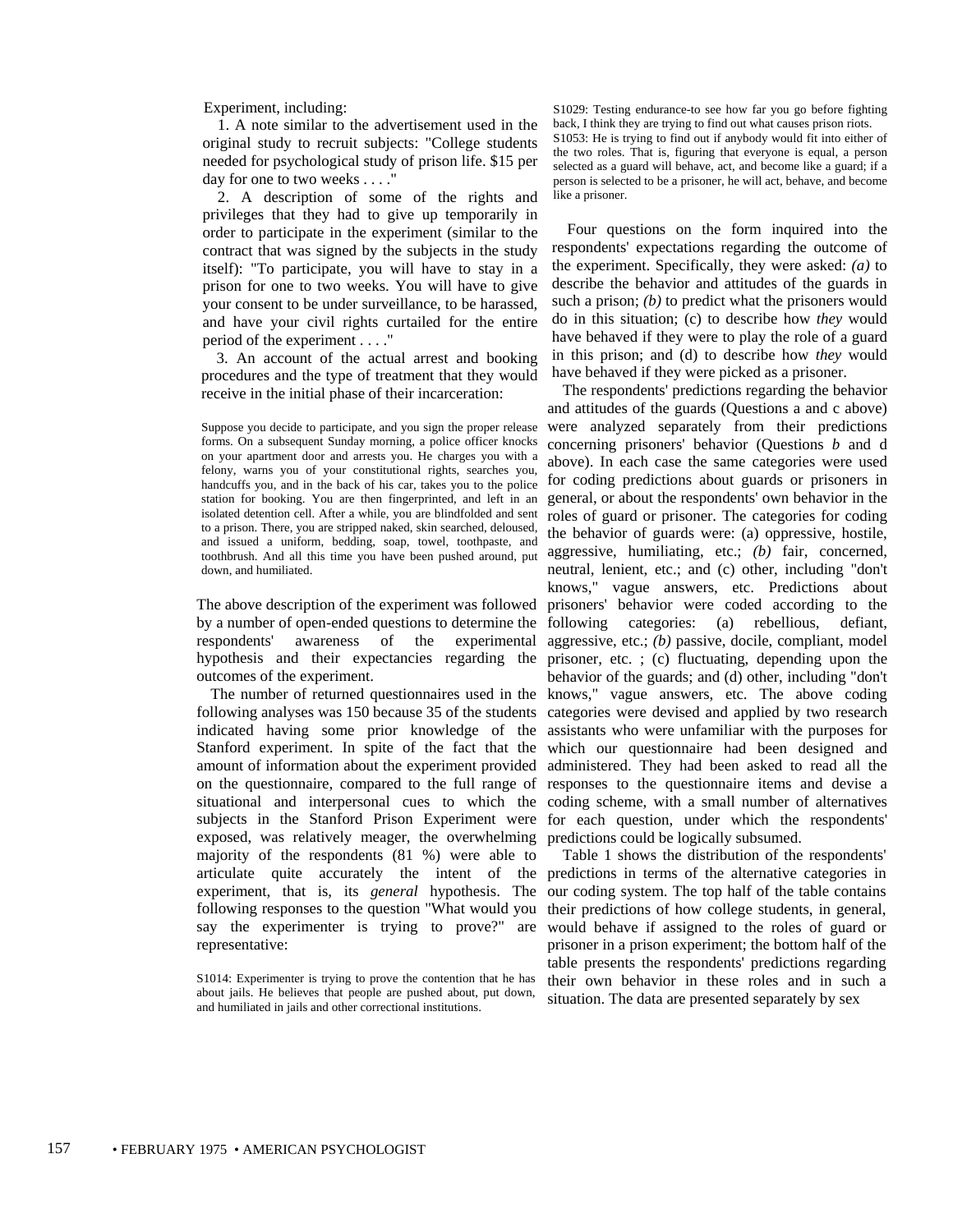Experiment, including:

1. A note similar to the advertisement used in the original study to recruit subjects: "College students needed for psychological study of prison life. $15 per day for one to two weeks . . . ."

2. A description of some of the rights and privileges that they had to give up temporarily in order to participate in the experiment (similar to the contract that was signed by the subjects in the study itself): "To participate, you will have to stay in a prison for one to two weeks. You will have to give your consent to be under surveillance, to be harassed, and have your civil rights curtailed for the entire period of the experiment . . . ."

3. An account of the actual arrest and booking procedures and the type of treatment that they would receive in the initial phase of their incarceration:

> Suppose you decide to participate, and you sign the proper release forms. On a subsequent Sunday morning, a police officer knocks on your apartment door and arrests you. He charges you with a felony, warns you of your constitutional rights, searches you, handcuffs you, and in the back of his car, takes you to the police station for booking. You are then fingerprinted, and left in an isolated detention cell. After a while, you are blindfolded and sent to a prison. There, you are stripped naked, skin searched, deloused, and issued a uniform, bedding, soap, towel, toothpaste, and toothbrush. And all this time you have been pushed around, put down, and humiliated.

The above description of the experiment was followed by a number of open-ended questions to determine the respondents' awareness of the experimental hypothesis and their expectancies regarding the outcomes of the experiment.

The number of returned questionnaires used in the following analyses was 150 because 35 of the students indicated having some prior knowledge of the Stanford experiment. In spite of the fact that the amount of information about the experiment provided on the questionnaire, compared to the full range of situational and interpersonal cues to which the subjects in the Stanford Prison Experiment were exposed, was relatively meager, the overwhelming majority of the respondents (81 %) were able to articulate quite accurately the intent of the experiment, that is, its *general* hypothesis. The following responses to the question "What would you say the experimenter is trying to prove?" are representative:

> S1014: Experimenter is trying to prove the contention that he has about jails. He believes that people are pushed about, put down, and humiliated in jails and other correctional institutions.
>
> S1029: Testing endurance-to see how far you go before fighting back, I think they are trying to find out what causes prison riots.
>
> S1053: He is trying to find out if anybody would fit into either of the two roles. That is, figuring that everyone is equal, a person selected as a guard will behave, act, and become like a guard; if a person is selected to be a prisoner, he will act, behave, and become like a prisoner.

Four questions on the form inquired into the respondents' expectations regarding the outcome of the experiment. Specifically, they were asked: *(a)* to describe the behavior and attitudes of the guards in such a prison; *(b)* to predict what the prisoners would do in this situation; (c) to describe how *they* would have behaved if they were to play the role of a guard in this prison; and (d) to describe how *they* would have behaved if they were picked as a prisoner.

The respondents' predictions regarding the behavior and attitudes of the guards (Questions a and c above) were analyzed separately from their predictions concerning prisoners' behavior (Questions *b* and d above). In each case the same categories were used for coding predictions about guards or prisoners in general, or about the respondents' own behavior in the roles of guard or prisoner. The categories for coding the behavior of guards were: (a) oppressive, hostile, aggressive, humiliating, etc.; *(b)* fair, concerned, neutral, lenient, etc.; and (c) other, including "don't knows," vague answers, etc. Predictions about prisoners' behavior were coded according to the following categories: (a) rebellious, defiant, aggressive, etc.; *(b)* passive, docile, compliant, model prisoner, etc. ; (c) fluctuating, depending upon the behavior of the guards; and (d) other, including "don't knows," vague answers, etc. The above coding categories were devised and applied by two research assistants who were unfamiliar with the purposes for which our questionnaire had been designed and administered. They had been asked to read all the responses to the questionnaire items and devise a coding scheme, with a small number of alternatives for each question, under which the respondents' predictions could be logically subsumed.

Table 1 shows the distribution of the respondents' predictions in terms of the alternative categories in our coding system. The top half of the table contains their predictions of how college students, in general, would behave if assigned to the roles of guard or prisoner in a prison experiment; the bottom half of the table presents the respondents' predictions regarding their own behavior in these roles and in such a situation. The data are presented separately by sex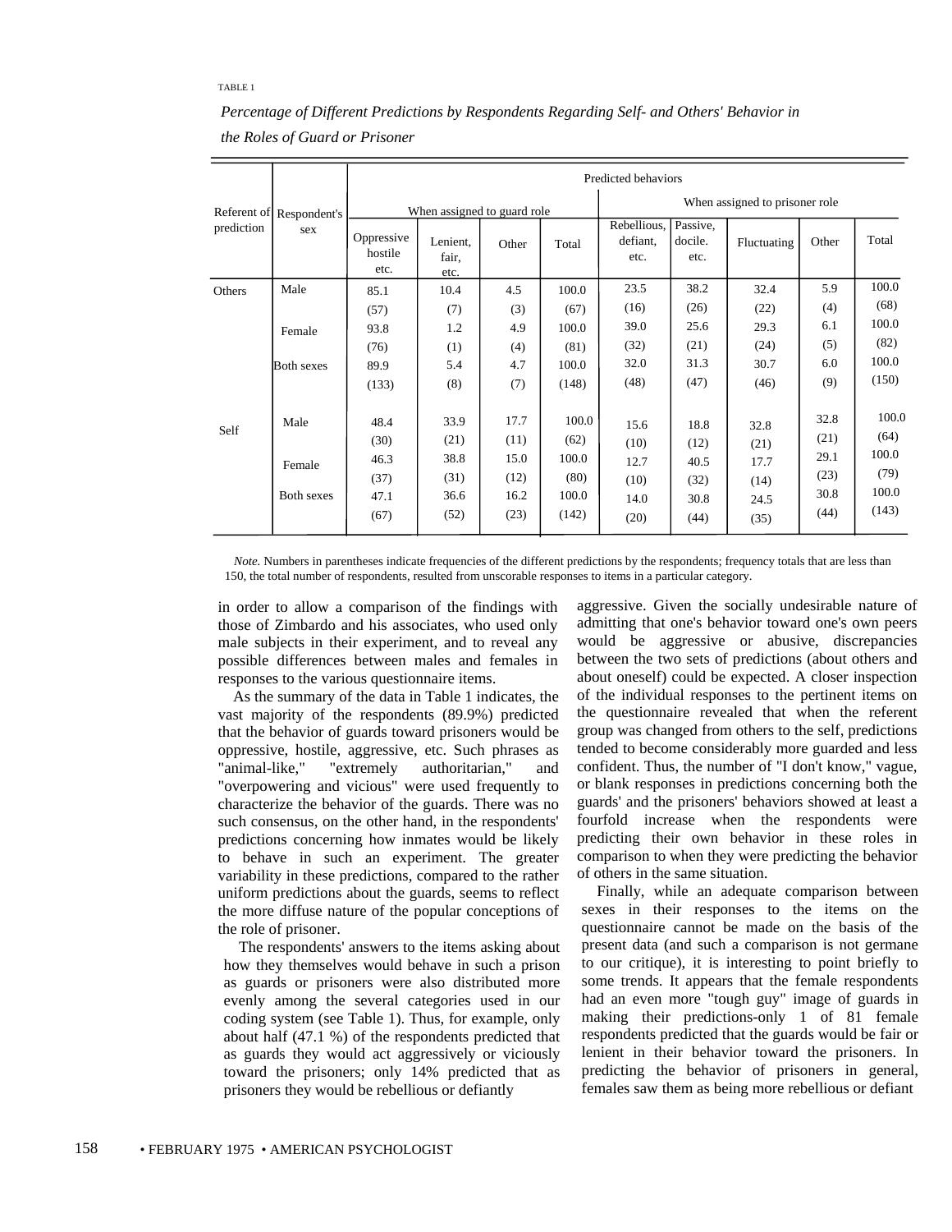TABLE 1

*Percentage of Different Predictions by Respondents Regarding Self- and Others' Behavior in the Roles of Guard or Prisoner*

| Referent of prediction | Respondent's sex | Predicted behaviors | | | | | | | | |
|---|---|---|---|---|---|---|---|---|---|---|
| | | When assigned to guard role | | | | When assigned to prisoner role | | | | |
| | | Oppressive hostile etc. | Lenient, fair, etc. | Other | Total | Rebellious, defiant, etc. | Passive, docile. etc. | Fluctuating | Other | Total |
| Others | Male | 85.1 | 10.4 | 4.5 | 100.0 | 23.5 | 38.2 | 32.4 | 5.9 | 100.0 |
| | | (57) | (7) | (3) | (67) | (16) | (26) | (22) | (4) | (68) |
| | Female | 93.8 | 1.2 | 4.9 | 100.0 | 39.0 | 25.6 | 29.3 | 6.1 | 100.0 |
| | | (76) | (1) | (4) | (81) | (32) | (21) | (24) | (5) | (82) |
| | Both sexes | 89.9 | 5.4 | 4.7 | 100.0 | 32.0 | 31.3 | 30.7 | 6.0 | 100.0 |
| | | (133) | (8) | (7) | (148) | (48) | (47) | (46) | (9) | (150) |
| Self | Male | 48.4 | 33.9 | 17.7 | 100.0 | 15.6 | 18.8 | 32.8 | 32.8 | 100.0 |
| | | (30) | (21) | (11) | (62) | (10) | (12) | (21) | (21) | (64) |
| | Female | 46.3 | 38.8 | 15.0 | 100.0 | 12.7 | 40.5 | 17.7 | 29.1 | 100.0 |
| | | (37) | (31) | (12) | (80) | (10) | (32) | (14) | (23) | (79) |
| | Both sexes | 47.1 | 36.6 | 16.2 | 100.0 | 14.0 | 30.8 | 24.5 | 30.8 | 100.0 |
| | | (67) | (52) | (23) | (142) | (20) | (44) | (35) | (44) | (143) |

*Note.* Numbers in parentheses indicate frequencies of the different predictions by the respondents; frequency totals that are less than 150, the total number of respondents, resulted from unscorable responses to items in a particular category.

in order to allow a comparison of the findings with those of Zimbardo and his associates, who used only male subjects in their experiment, and to reveal any possible differences between males and females in responses to the various questionnaire items.

As the summary of the data in Table 1 indicates, the vast majority of the respondents (89.9%) predicted that the behavior of guards toward prisoners would be oppressive, hostile, aggressive, etc. Such phrases as "animal-like," "extremely authoritarian," and "overpowering and vicious" were used frequently to characterize the behavior of the guards. There was no such consensus, on the other hand, in the respondents' predictions concerning how inmates would be likely to behave in such an experiment. The greater variability in these predictions, compared to the rather uniform predictions about the guards, seems to reflect the more diffuse nature of the popular conceptions of the role of prisoner.

The respondents' answers to the items asking about how they themselves would behave in such a prison as guards or prisoners were also distributed more evenly among the several categories used in our coding system (see Table 1). Thus, for example, only about half (47.1 %) of the respondents predicted that as guards they would act aggressively or viciously toward the prisoners; only 14% predicted that as prisoners they would be rebellious or defiantly aggressive. Given the socially undesirable nature of admitting that one's behavior toward one's own peers would be aggressive or abusive, discrepancies between the two sets of predictions (about others and about oneself) could be expected. A closer inspection of the individual responses to the pertinent items on the questionnaire revealed that when the referent group was changed from others to the self, predictions tended to become considerably more guarded and less confident. Thus, the number of "I don't know," vague, or blank responses in predictions concerning both the guards' and the prisoners' behaviors showed at least a fourfold increase when the respondents were predicting their own behavior in these roles in comparison to when they were predicting the behavior of others in the same situation.

Finally, while an adequate comparison between sexes in their responses to the items on the questionnaire cannot be made on the basis of the present data (and such a comparison is not germane to our critique), it is interesting to point briefly to some trends. It appears that the female respondents had an even more "tough guy" image of guards in making their predictions-only 1 of 81 female respondents predicted that the guards would be fair or lenient in their behavior toward the prisoners. In predicting the behavior of prisoners in general, females saw them as being more rebellious or defiant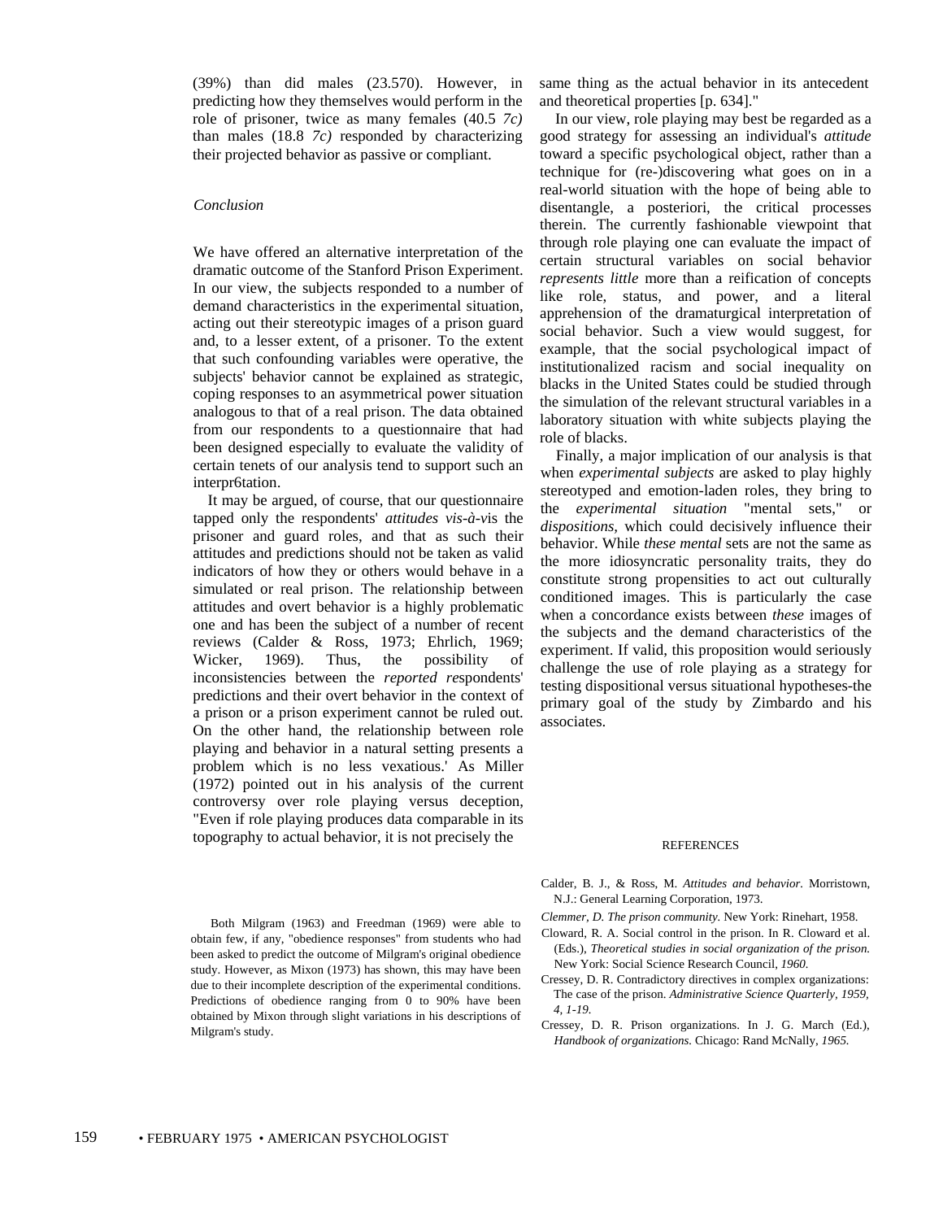(39%) than did males (23.570). However, in predicting how they themselves would perform in the role of prisoner, twice as many females (40.5 *7c)* than males (18.8 *7c)* responded by characterizing their projected behavior as passive or compliant.

## *Conclusion*

We have offered an alternative interpretation of the dramatic outcome of the Stanford Prison Experiment. In our view, the subjects responded to a number of demand characteristics in the experimental situation, acting out their stereotypic images of a prison guard and, to a lesser extent, of a prisoner. To the extent that such confounding variables were operative, the subjects' behavior cannot be explained as strategic, coping responses to an asymmetrical power situation analogous to that of a real prison. The data obtained from our respondents to a questionnaire that had been designed especially to evaluate the validity of certain tenets of our analysis tend to support such an interpr6tation.

It may be argued, of course, that our questionnaire tapped only the respondents' *attitudes vis-à-v*is the prisoner and guard roles, and that as such their attitudes and predictions should not be taken as valid indicators of how they or others would behave in a simulated or real prison. The relationship between attitudes and overt behavior is a highly problematic one and has been the subject of a number of recent reviews (Calder & Ross, 1973; Ehrlich, 1969; Wicker, 1969). Thus, the possibility of inconsistencies between the *reported re*spondents' predictions and their overt behavior in the context of a prison or a prison experiment cannot be ruled out. On the other hand, the relationship between role playing and behavior in a natural setting presents a problem which is no less vexatious.' As Miller (1972) pointed out in his analysis of the current controversy over role playing versus deception, "Even if role playing produces data comparable in its topography to actual behavior, it is not precisely the same thing as the actual behavior in its antecedent and theoretical properties [p. 634]."

In our view, role playing may best be regarded as a good strategy for assessing an individual's *attitude* toward a specific psychological object, rather than a technique for (re-)discovering what goes on in a real-world situation with the hope of being able to disentangle, a posteriori, the critical processes therein. The currently fashionable viewpoint that through role playing one can evaluate the impact of certain structural variables on social behavior *represents little* more than a reification of concepts like role, status, and power, and a literal apprehension of the dramaturgical interpretation of social behavior. Such a view would suggest, for example, that the social psychological impact of institutionalized racism and social inequality on blacks in the United States could be studied through the simulation of the relevant structural variables in a laboratory situation with white subjects playing the role of blacks.

Finally, a major implication of our analysis is that when *experimental subjects* are asked to play highly stereotyped and emotion-laden roles, they bring to the *experimental situation* "mental sets," or *dispositions,* which could decisively influence their behavior. While *these mental* sets are not the same as the more idiosyncratic personality traits, they do constitute strong propensities to act out culturally conditioned images. This is particularly the case when a concordance exists between *these* images of the subjects and the demand characteristics of the experiment. If valid, this proposition would seriously challenge the use of role playing as a strategy for testing dispositional versus situational hypotheses-the primary goal of the study by Zimbardo and his associates.

Both Milgram (1963) and Freedman (1969) were able to obtain few, if any, "obedience responses" from students who had been asked to predict the outcome of Milgram's original obedience study. However, as Mixon (1973) has shown, this may have been due to their incomplete description of the experimental conditions. Predictions of obedience ranging from 0 to 90% have been obtained by Mixon through slight variations in his descriptions of Milgram's study.

## REFERENCES

Calder, B. J., & Ross, M. *Attitudes and behavior.* Morristown, N.J.: General Learning Corporation, 1973.

*Clemmer, D. The prison community.* New York: Rinehart, 1958.

Cloward, R. A. Social control in the prison. In R. Cloward et al. (Eds.), *Theoretical studies in social organization of the prison.* New York: Social Science Research Council, *1960.*

Cressey, D. R. Contradictory directives in complex organizations: The case of the prison. *Administrative Science Quarterly, 1959, 4, 1-19.*

Cressey, D. R. Prison organizations. In J. G. March (Ed.), *Handbook of organizations.* Chicago: Rand McNally, *1965.*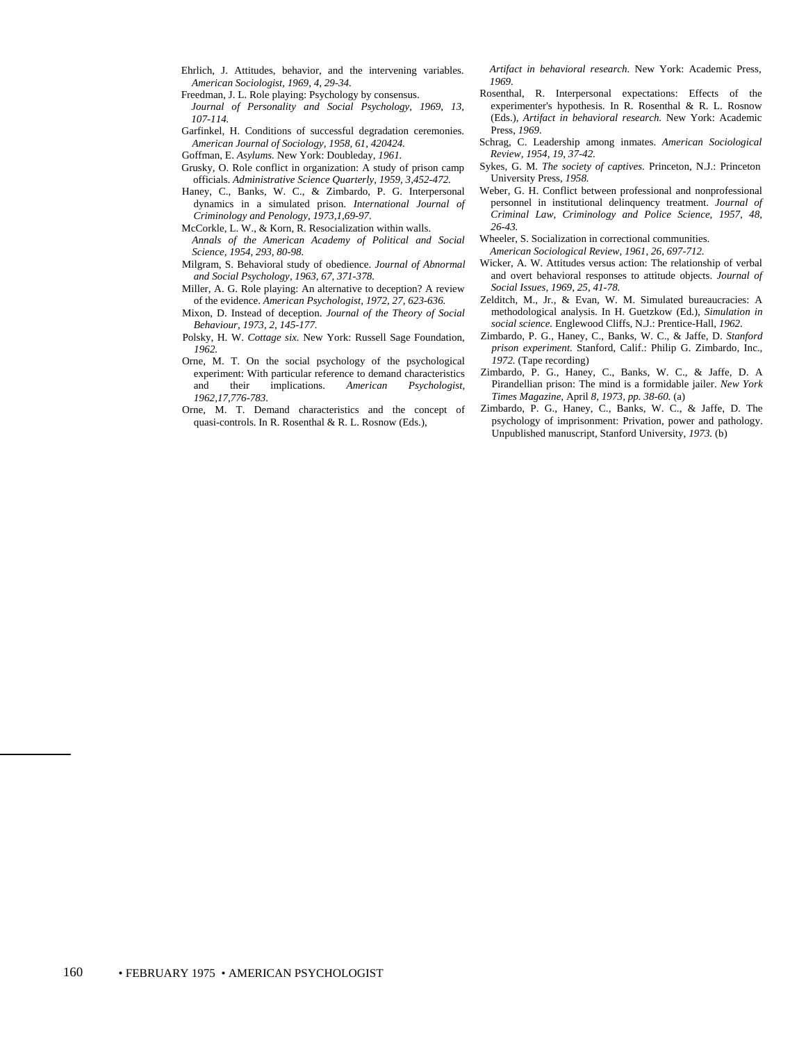Ehrlich, J. Attitudes, behavior, and the intervening variables. *American Sociologist, 1969, 4, 29-34.*

Freedman, J. L. Role playing: Psychology by consensus. *Journal of Personality and Social Psychology, 1969, 13, 107-114.*

Garfinkel, H. Conditions of successful degradation ceremonies. *American Journal of Sociology, 1958, 61, 420424.*

Goffman, E. *Asylums.* New York: Doubleday, *1961.*

Grusky, O. Role conflict in organization: A study of prison camp officials. *Administrative Science Quarterly, 1959, 3,452-472.*

Haney, C., Banks, W. C., & Zimbardo, P. G. Interpersonal dynamics in a simulated prison. *International Journal of Criminology and Penology, 1973,1,69-97.*

McCorkle, L. W., & Korn, R. Resocialization within walls. *Annals of the American Academy of Political and Social Science, 1954, 293, 80-98.*

Milgram, S. Behavioral study of obedience. *Journal of Abnormal and Social Psychology, 1963, 67, 371-378.*

Miller, A. G. Role playing: An alternative to deception? A review of the evidence. *American Psychologist, 1972, 27, 623-636.*

Mixon, D. Instead of deception. *Journal of the Theory of Social Behaviour, 1973, 2, 145-177.*

Polsky, H. W. *Cottage six.* New York: Russell Sage Foundation, *1962.*

Orne, M. T. On the social psychology of the psychological experiment: With particular reference to demand characteristics and their implications. *American Psychologist, 1962,17,776-783.*

Orne, M. T. Demand characteristics and the concept of quasi-controls. In R. Rosenthal & R. L. Rosnow (Eds.), *Artifact in behavioral research.* New York: Academic Press, *1969.*

Rosenthal, R. Interpersonal expectations: Effects of the experimenter's hypothesis. In R. Rosenthal & R. L. Rosnow (Eds.), *Artifact in behavioral research.* New York: Academic Press, *1969.*

Schrag, C. Leadership among inmates. *American Sociological Review, 1954, 19, 37-42.*

Sykes, G. M. *The society of captives.* Princeton, N.J.: Princeton University Press, *1958.*

Weber, G. H. Conflict between professional and nonprofessional personnel in institutional delinquency treatment. *Journal of Criminal Law, Criminology and Police Science, 1957, 48, 26-43.*

Wheeler, S. Socialization in correctional communities. *American Sociological Review, 1961, 26, 697-712.*

Wicker, A. W. Attitudes versus action: The relationship of verbal and overt behavioral responses to attitude objects. *Journal of Social Issues, 1969, 25, 41-78.*

Zelditch, M., Jr., & Evan, W. M. Simulated bureaucracies: A methodological analysis. In H. Guetzkow (Ed.), *Simulation in social science.* Englewood Cliffs, N.J.: Prentice-Hall, *1962.*

Zimbardo, P. G., Haney, C., Banks, W. C., & Jaffe, D. *Stanford prison experiment.* Stanford, Calif.: Philip G. Zimbardo, Inc., *1972.* (Tape recording)

Zimbardo, P. G., Haney, C., Banks, W. C., & Jaffe, D. A Pirandellian prison: The mind is a formidable jailer. *New York Times Magazine,* April *8, 1973, pp. 38-60.* (a)

Zimbardo, P. G., Haney, C., Banks, W. C., & Jaffe, D. The psychology of imprisonment: Privation, power and pathology. Unpublished manuscript, Stanford University, *1973.* (b)